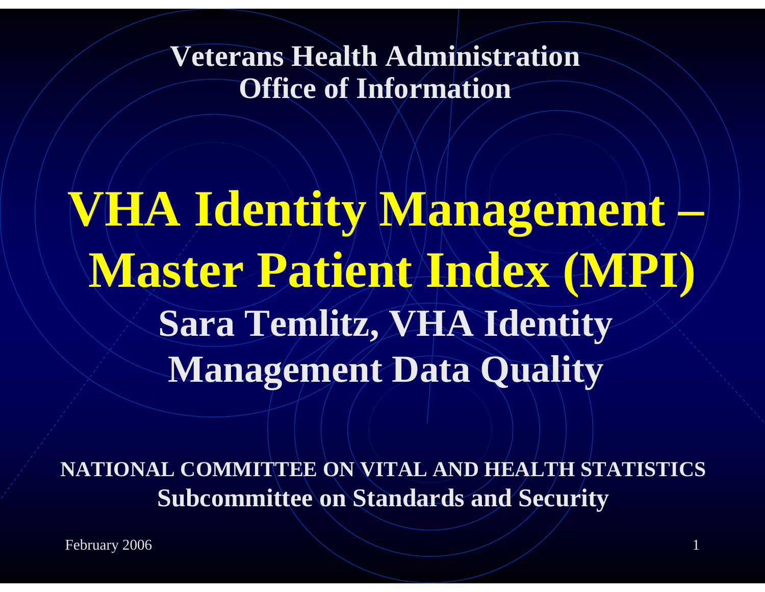**Veterans Health Administration**
**Office of Information**

# VHA Identity Management – Master Patient Index (MPI)

## Sara Temlitz, VHA Identity Management Data Quality

**NATIONAL COMMITTEE ON VITAL AND HEALTH STATISTICS**
**Subcommittee on Standards and Security**

February 2006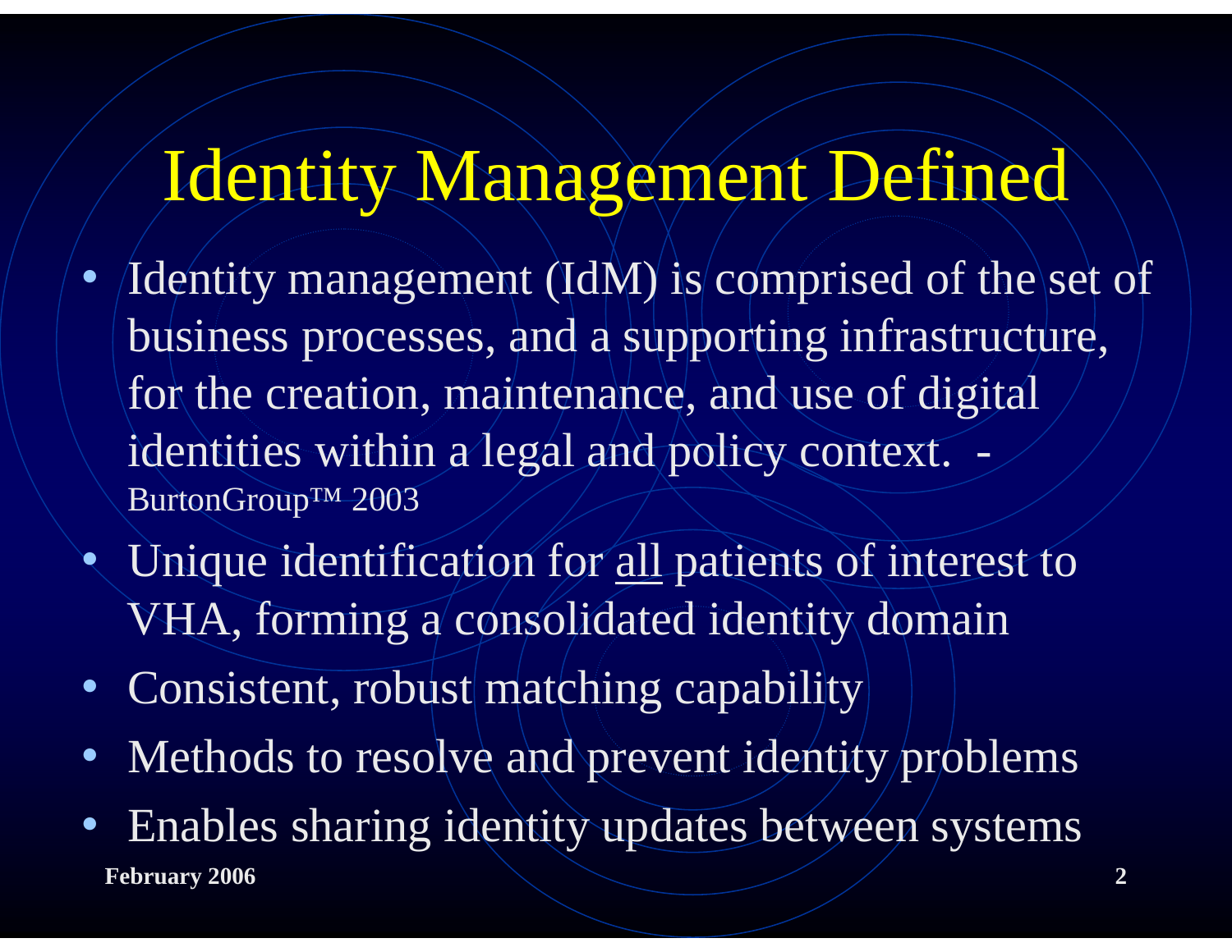# Identity Management Defined

- Identity management (IdM) is comprised of the set of business processes, and a supporting infrastructure, for the creation, maintenance, and use of digital identities within a legal and policy context. - BurtonGroup™ 2003
- Unique identification for <u>all</u> patients of interest to VHA, forming a consolidated identity domain
- Consistent, robust matching capability
- Methods to resolve and prevent identity problems
- Enables sharing identity updates between systems

**February 2006**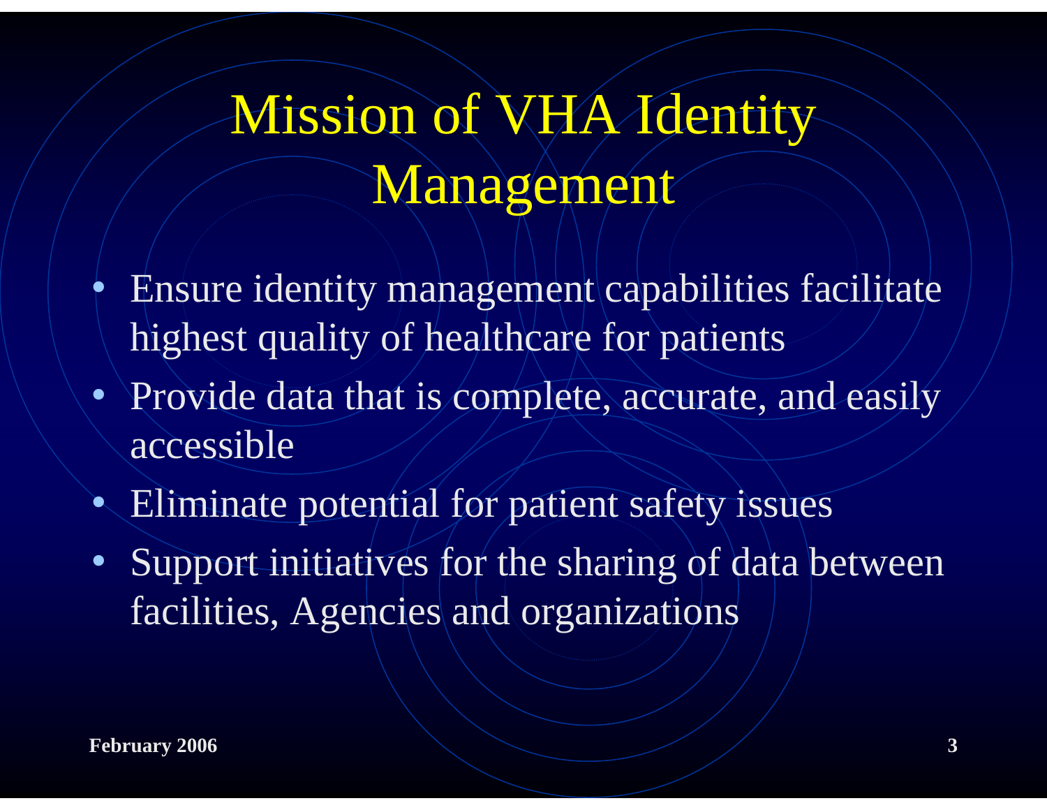# Mission of VHA Identity Management

- Ensure identity management capabilities facilitate highest quality of healthcare for patients
- Provide data that is complete, accurate, and easily accessible
- Eliminate potential for patient safety issues
- Support initiatives for the sharing of data between facilities, Agencies and organizations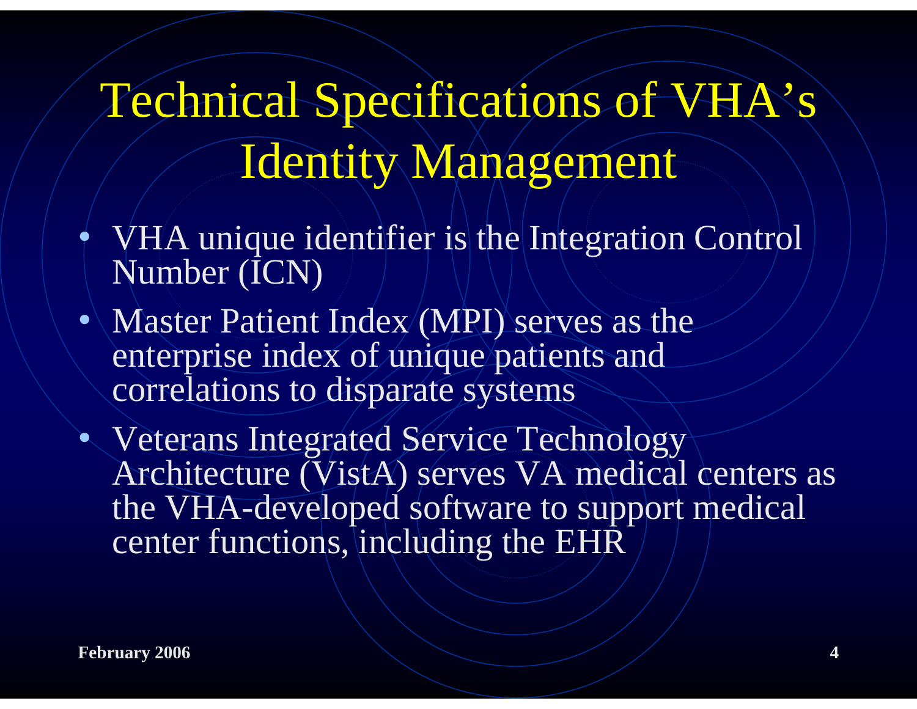# Technical Specifications of VHA's Identity Management

- VHA unique identifier is the Integration Control Number (ICN)
- Master Patient Index (MPI) serves as the enterprise index of unique patients and correlations to disparate systems
- Veterans Integrated Service Technology Architecture (VistA) serves VA medical centers as the VHA-developed software to support medical center functions, including the EHR

February 2006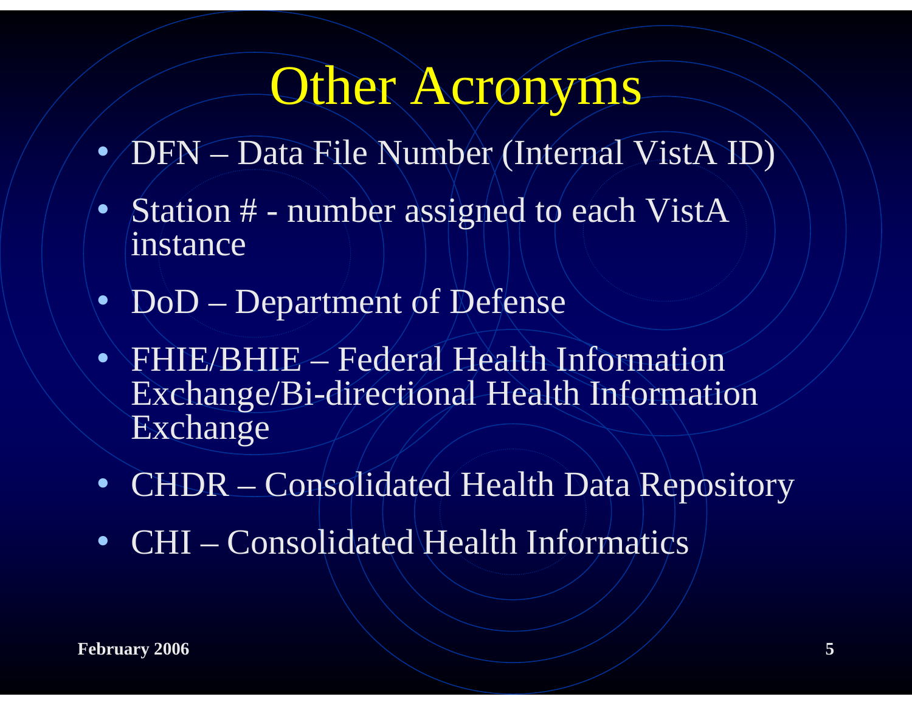# Other Acronyms

- DFN – Data File Number (Internal VistA ID)
- Station # - number assigned to each VistA instance
- DoD – Department of Defense
- FHIE/BHIE – Federal Health Information Exchange/Bi-directional Health Information Exchange
- CHDR – Consolidated Health Data Repository
- CHI – Consolidated Health Informatics

**February 2006**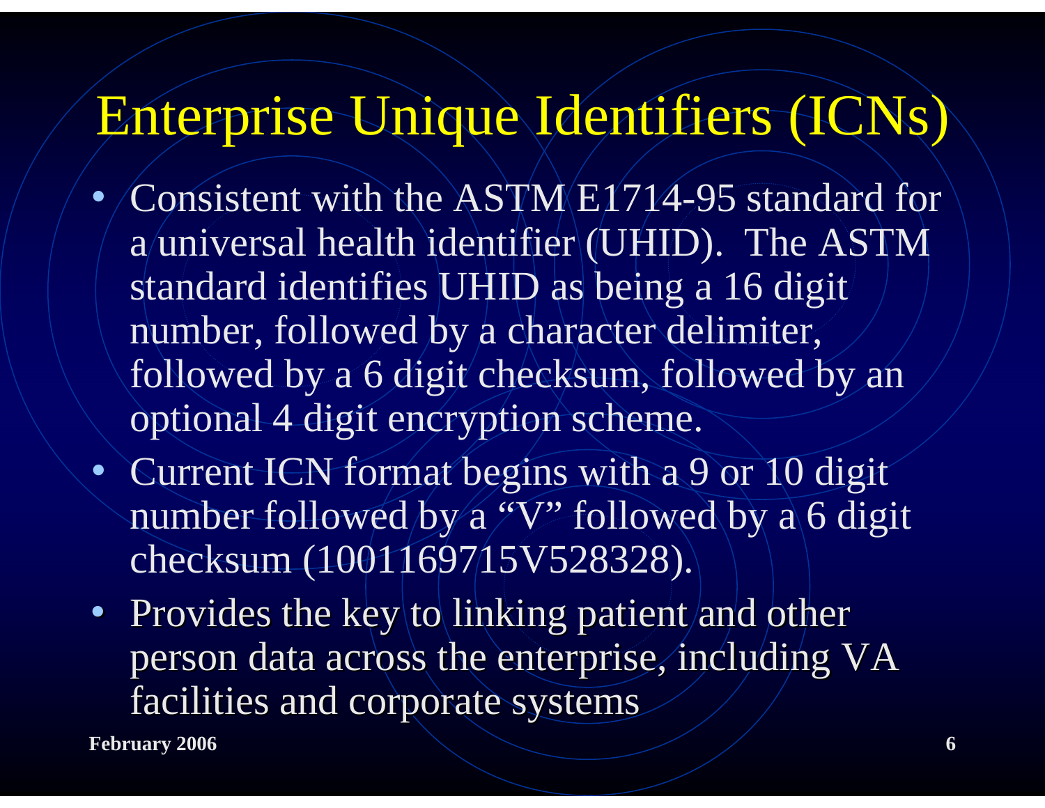# Enterprise Unique Identifiers (ICNs)

- Consistent with the ASTM E1714-95 standard for a universal health identifier (UHID). The ASTM standard identifies UHID as being a 16 digit number, followed by a character delimiter, followed by a 6 digit checksum, followed by an optional 4 digit encryption scheme.
- Current ICN format begins with a 9 or 10 digit number followed by a "V" followed by a 6 digit checksum (1001169715V528328).
- Provides the key to linking patient and other person data across the enterprise, including VA facilities and corporate systems

February 2006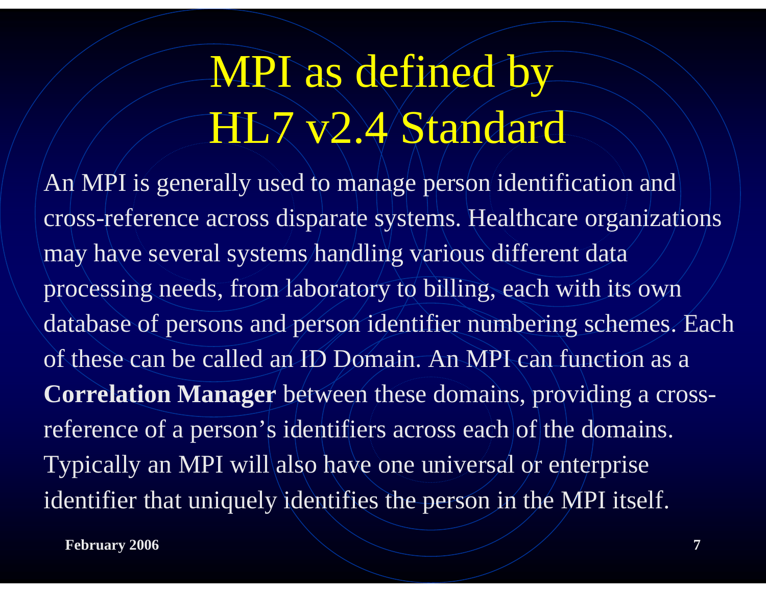# MPI as defined by HL7 v2.4 Standard

An MPI is generally used to manage person identification and cross-reference across disparate systems. Healthcare organizations may have several systems handling various different data processing needs, from laboratory to billing, each with its own database of persons and person identifier numbering schemes. Each of these can be called an ID Domain. An MPI can function as a **Correlation Manager** between these domains, providing a cross-reference of a person's identifiers across each of the domains. Typically an MPI will also have one universal or enterprise identifier that uniquely identifies the person in the MPI itself.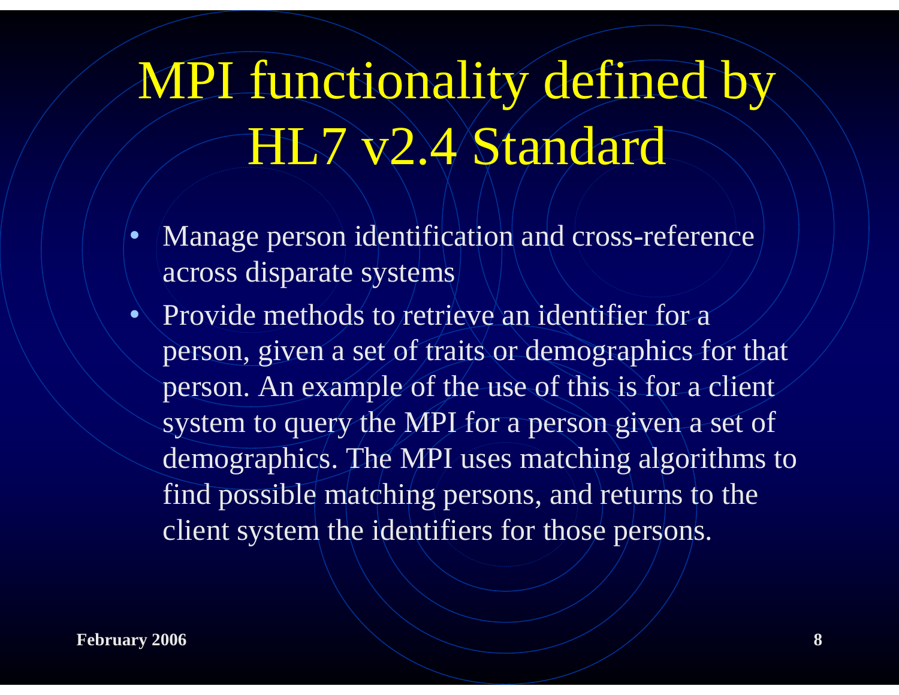# MPI functionality defined by HL7 v2.4 Standard

- Manage person identification and cross-reference across disparate systems
- Provide methods to retrieve an identifier for a person, given a set of traits or demographics for that person. An example of the use of this is for a client system to query the MPI for a person given a set of demographics. The MPI uses matching algorithms to find possible matching persons, and returns to the client system the identifiers for those persons.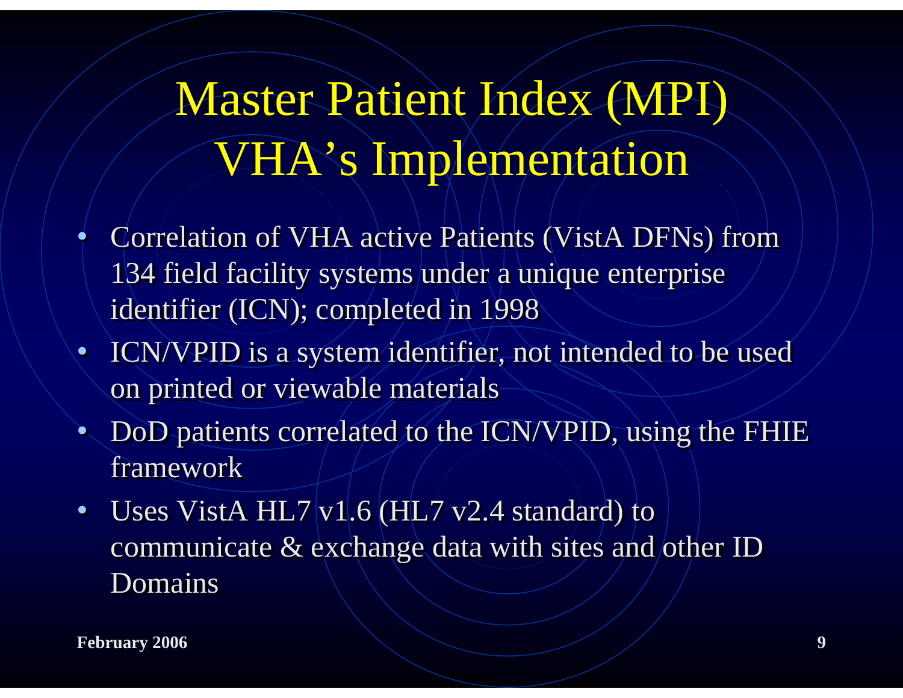# Master Patient Index (MPI) VHA's Implementation

- Correlation of VHA active Patients (VistA DFNs) from 134 field facility systems under a unique enterprise identifier (ICN); completed in 1998
- ICN/VPID is a system identifier, not intended to be used on printed or viewable materials
- DoD patients correlated to the ICN/VPID, using the FHIE framework
- Uses VistA HL7 v1.6 (HL7 v2.4 standard) to communicate & exchange data with sites and other ID Domains

**February 2006**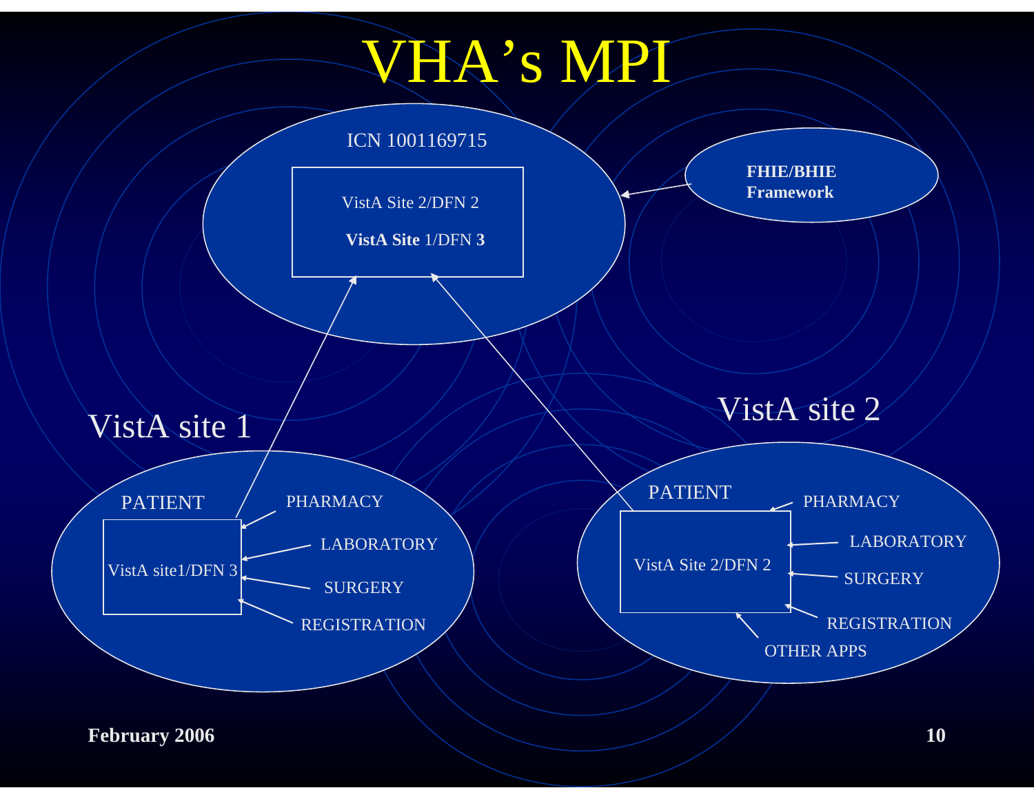# VHA's MPI

ICN 1001169715

VistA Site 2/DFN 2

**VistA Site** 1/DFN **3**

**FHIE/BHIE Framework**

## VistA site 1

PATIENT

VistA site1/DFN 3

PHARMACY

LABORATORY

SURGERY

REGISTRATION

## VistA site 2

PATIENT

VistA Site 2/DFN 2

PHARMACY

LABORATORY

SURGERY

REGISTRATION

OTHER APPS

**February 2006**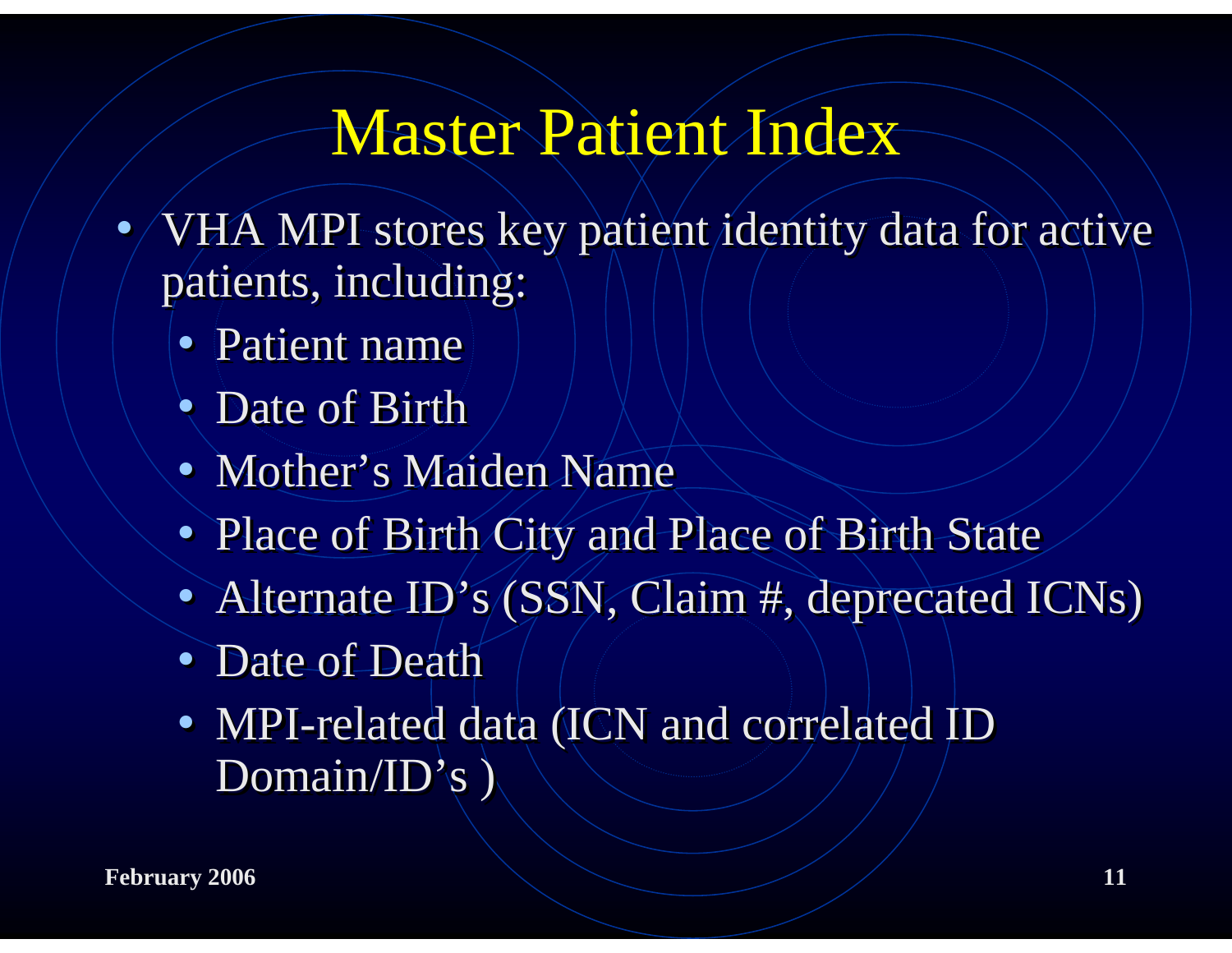# Master Patient Index

- VHA MPI stores key patient identity data for active patients, including:
  - Patient name
  - Date of Birth
  - Mother's Maiden Name
  - Place of Birth City and Place of Birth State
  - Alternate ID's (SSN, Claim #, deprecated ICNs)
  - Date of Death
  - MPI-related data (ICN and correlated ID Domain/ID's )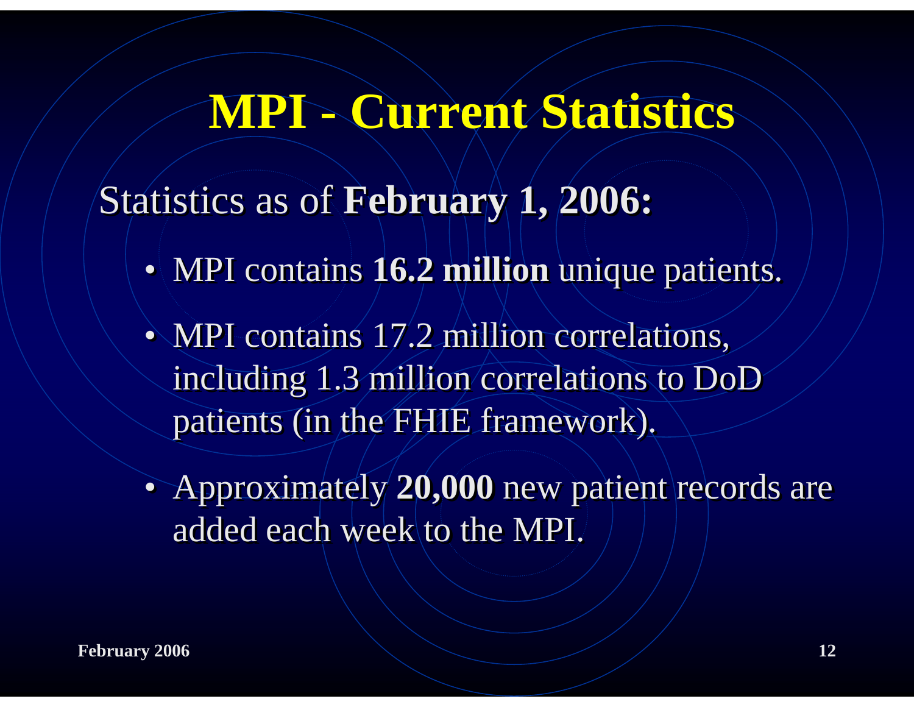# MPI - Current Statistics

Statistics as of **February 1, 2006:**

- MPI contains **16.2 million** unique patients.
- MPI contains 17.2 million correlations, including 1.3 million correlations to DoD patients (in the FHIE framework).
- Approximately **20,000** new patient records are added each week to the MPI.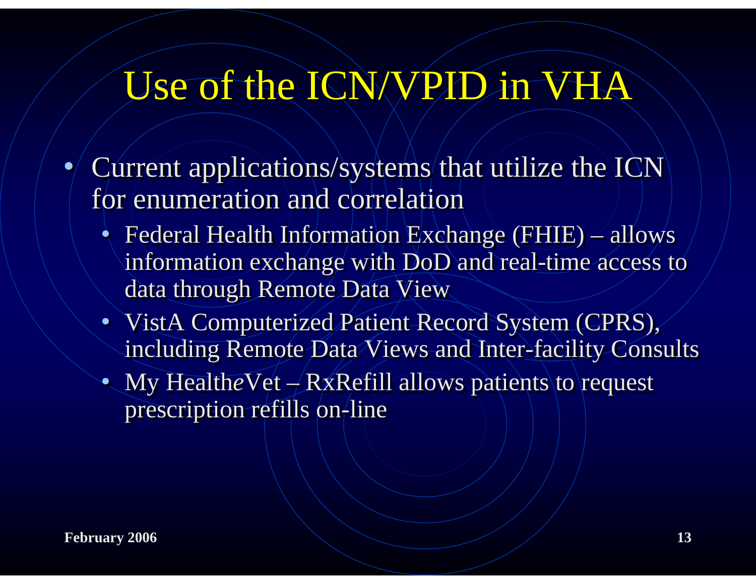# Use of the ICN/VPID in VHA

- Current applications/systems that utilize the ICN for enumeration and correlation
  - Federal Health Information Exchange (FHIE) – allows information exchange with DoD and real-time access to data through Remote Data View
  - VistA Computerized Patient Record System (CPRS), including Remote Data Views and Inter-facility Consults
  - My Health*e*Vet – RxRefill allows patients to request prescription refills on-line

**February 2006**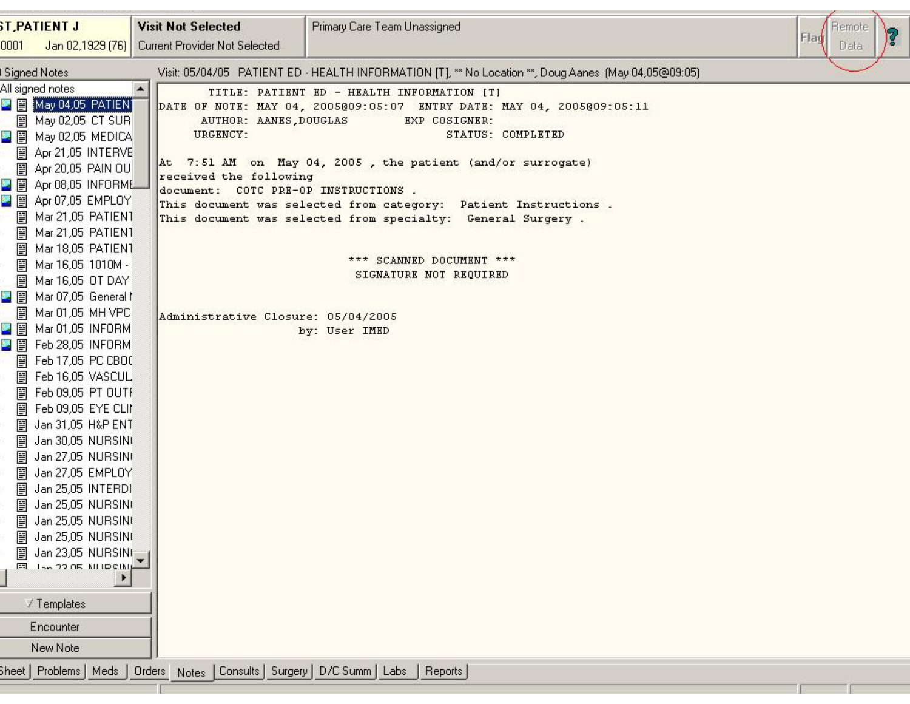ST,PATIENT J
0001 Jan 02,1929 (76)

**Visit Not Selected**
Current Provider Not Selected

Primary Care Team Unassigned

Flag | Remote Data | ?

Signed Notes

All signed notes

- May 04,05 PATIEN
- May 02,05 CT SUR
- May 02,05 MEDICA
- Apr 21,05 INTERVE
- Apr 20,05 PAIN OU
- Apr 08,05 INFORME
- Apr 07,05 EMPLOY
- Mar 21,05 PATIENT
- Mar 21,05 PATIENT
- Mar 18,05 PATIENT
- Mar 16,05 1010M -
- Mar 16,05 OT DAY
- Mar 07,05 General I
- Mar 01,05 MH VPC
- Mar 01,05 INFORM
- Feb 28,05 INFORM
- Feb 17,05 PC CBOC
- Feb 16,05 VASCUL
- Feb 09,05 PT OUTF
- Feb 09,05 EYE CLIN
- Jan 31,05 H&P ENT
- Jan 30,05 NURSIN
- Jan 27,05 NURSIN
- Jan 27,05 EMPLOY
- Jan 25,05 INTERDI
- Jan 25,05 NURSIN
- Jan 25,05 NURSIN
- Jan 25,05 NURSIN
- Jan 23,05 NURSIN
- Jan 23,05 NURSIN

Templates

Encounter

New Note

Visit: 05/04/05 PATIENT ED - HEALTH INFORMATION [T], ** No Location **, Doug Aanes (May 04,05@09:05)

```
       TITLE: PATIENT ED - HEALTH INFORMATION [T]
DATE OF NOTE: MAY 04, 2005@09:05:07  ENTRY DATE: MAY 04, 2005@09:05:11
      AUTHOR: AANES,DOUGLAS         EXP COSIGNER:
     URGENCY:                             STATUS: COMPLETED

At  7:51 AM  on  May 04, 2005 , the patient (and/or surrogate)
received the following
document:  COTC PRE-OP INSTRUCTIONS .
This document was selected from category:  Patient Instructions .
This document was selected from specialty:  General Surgery .


                        *** SCANNED DOCUMENT ***
                         SIGNATURE NOT REQUIRED


Administrative Closure: 05/04/2005
                    by: User IMED
```

Sheet | Problems | Meds | Orders | Notes | Consults | Surgery | D/C Summ | Labs | Reports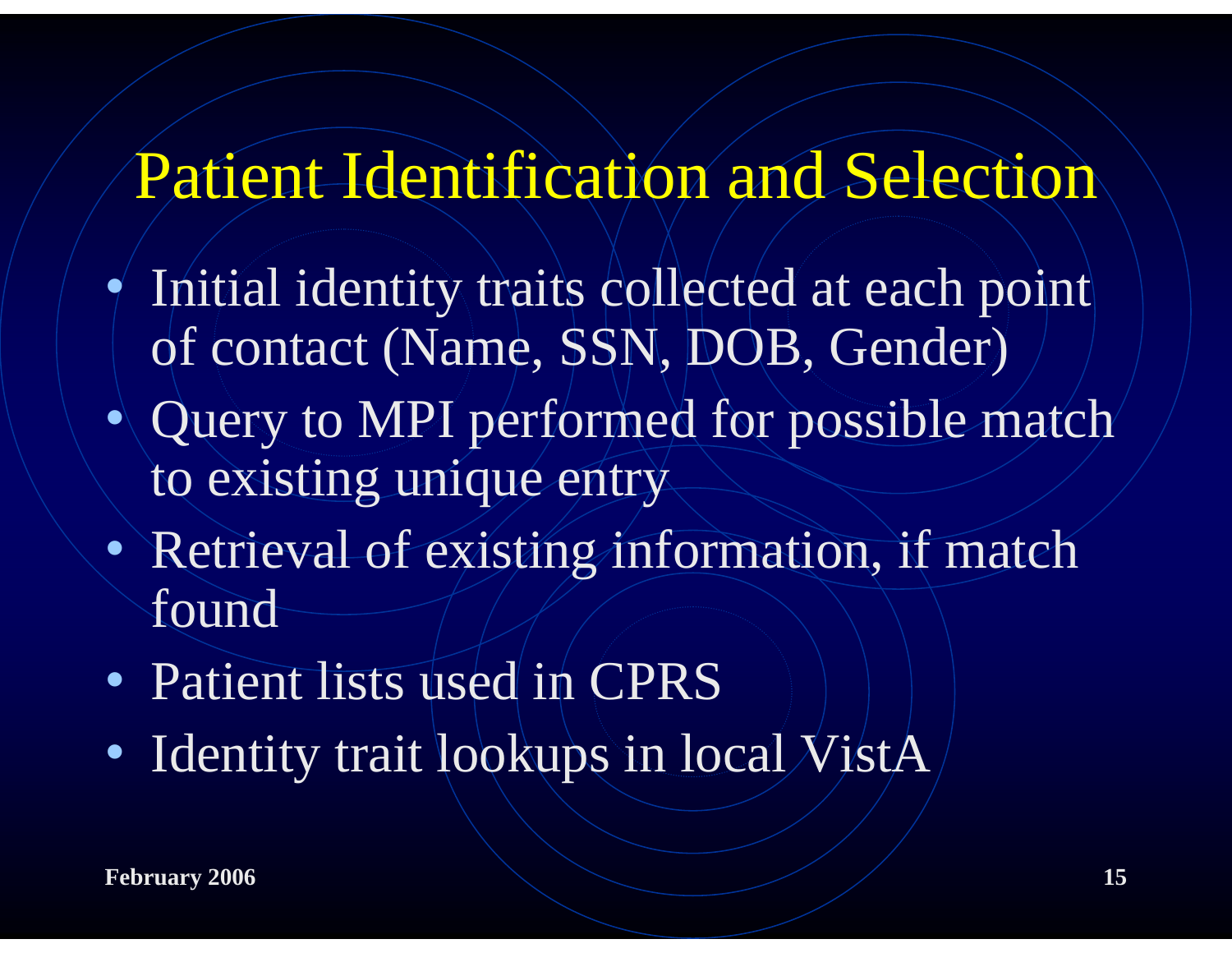# Patient Identification and Selection

- Initial identity traits collected at each point of contact (Name, SSN, DOB, Gender)
- Query to MPI performed for possible match to existing unique entry
- Retrieval of existing information, if match found
- Patient lists used in CPRS
- Identity trait lookups in local VistA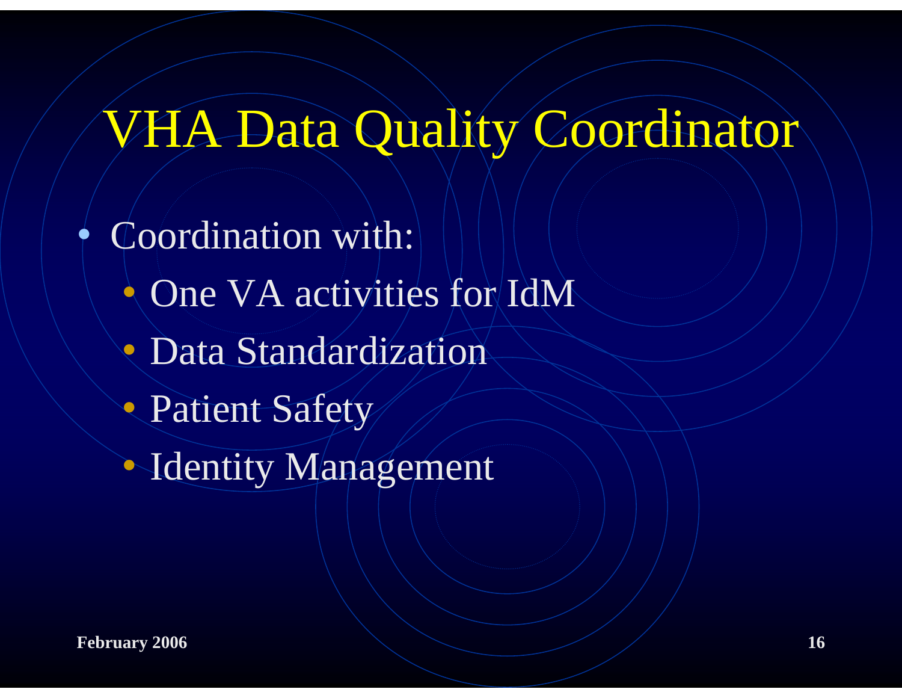# VHA Data Quality Coordinator

- Coordination with:
  - One VA activities for IdM
  - Data Standardization
  - Patient Safety
  - Identity Management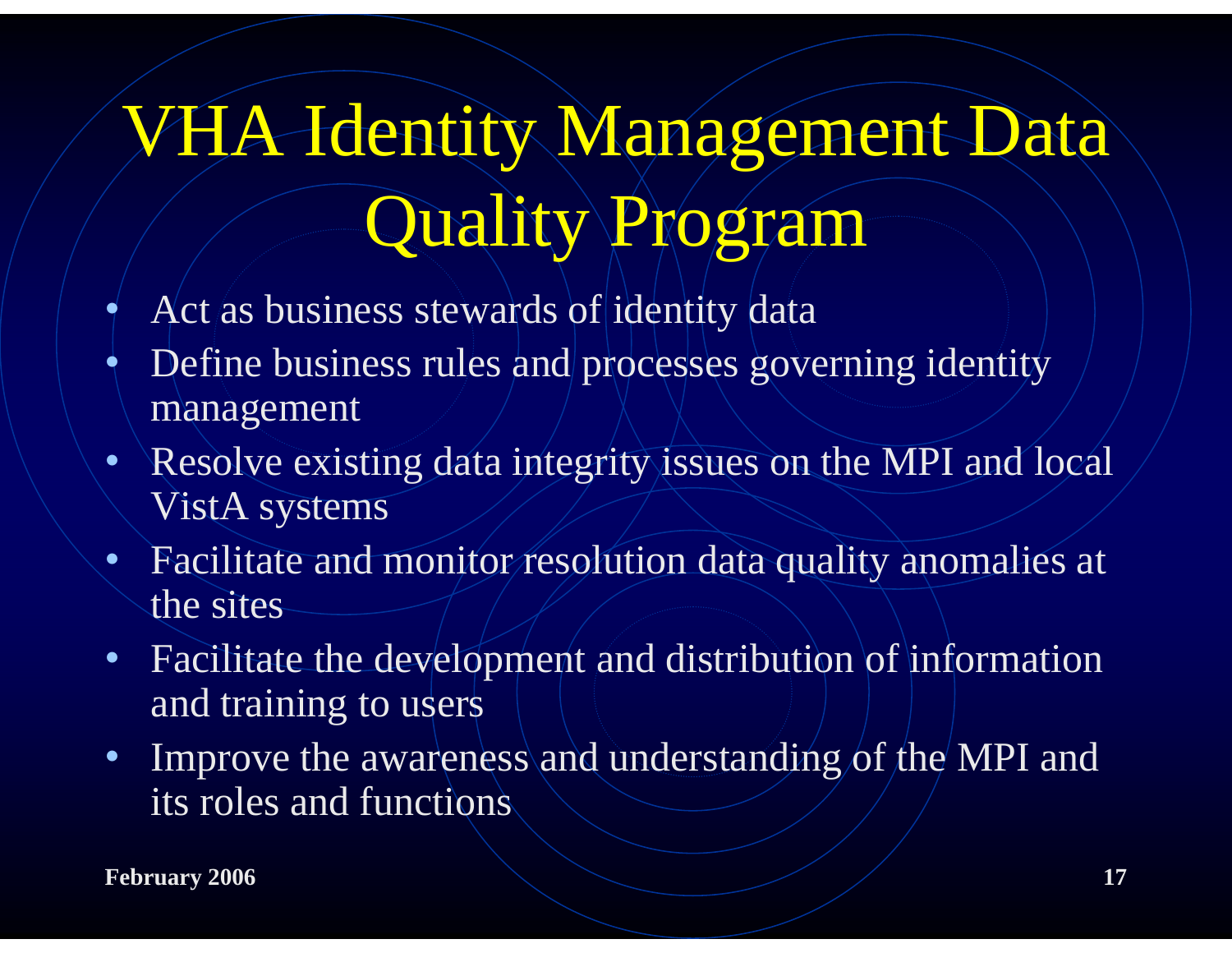# VHA Identity Management Data Quality Program

- Act as business stewards of identity data
- Define business rules and processes governing identity management
- Resolve existing data integrity issues on the MPI and local VistA systems
- Facilitate and monitor resolution data quality anomalies at the sites
- Facilitate the development and distribution of information and training to users
- Improve the awareness and understanding of the MPI and its roles and functions

**February 2006**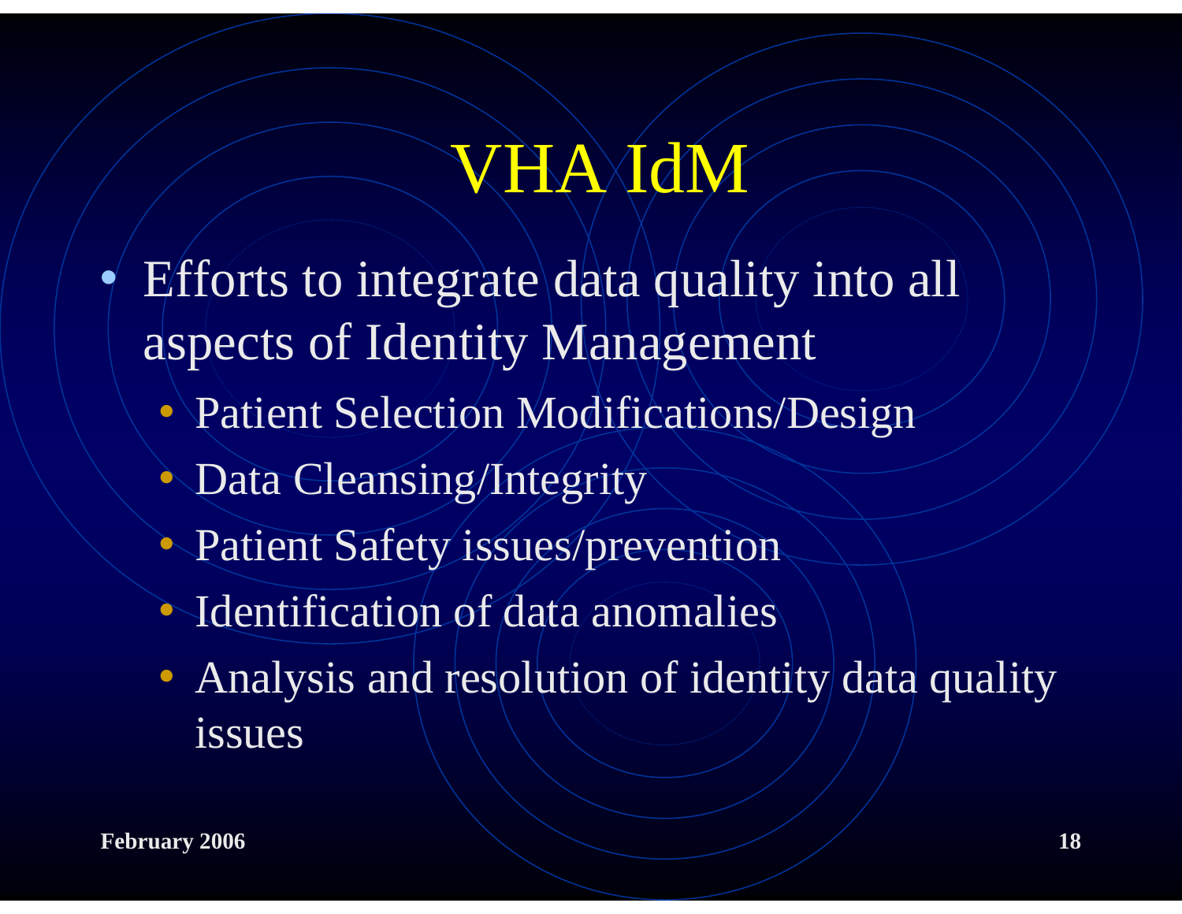# VHA IdM

- Efforts to integrate data quality into all aspects of Identity Management
  - Patient Selection Modifications/Design
  - Data Cleansing/Integrity
  - Patient Safety issues/prevention
  - Identification of data anomalies
  - Analysis and resolution of identity data quality issues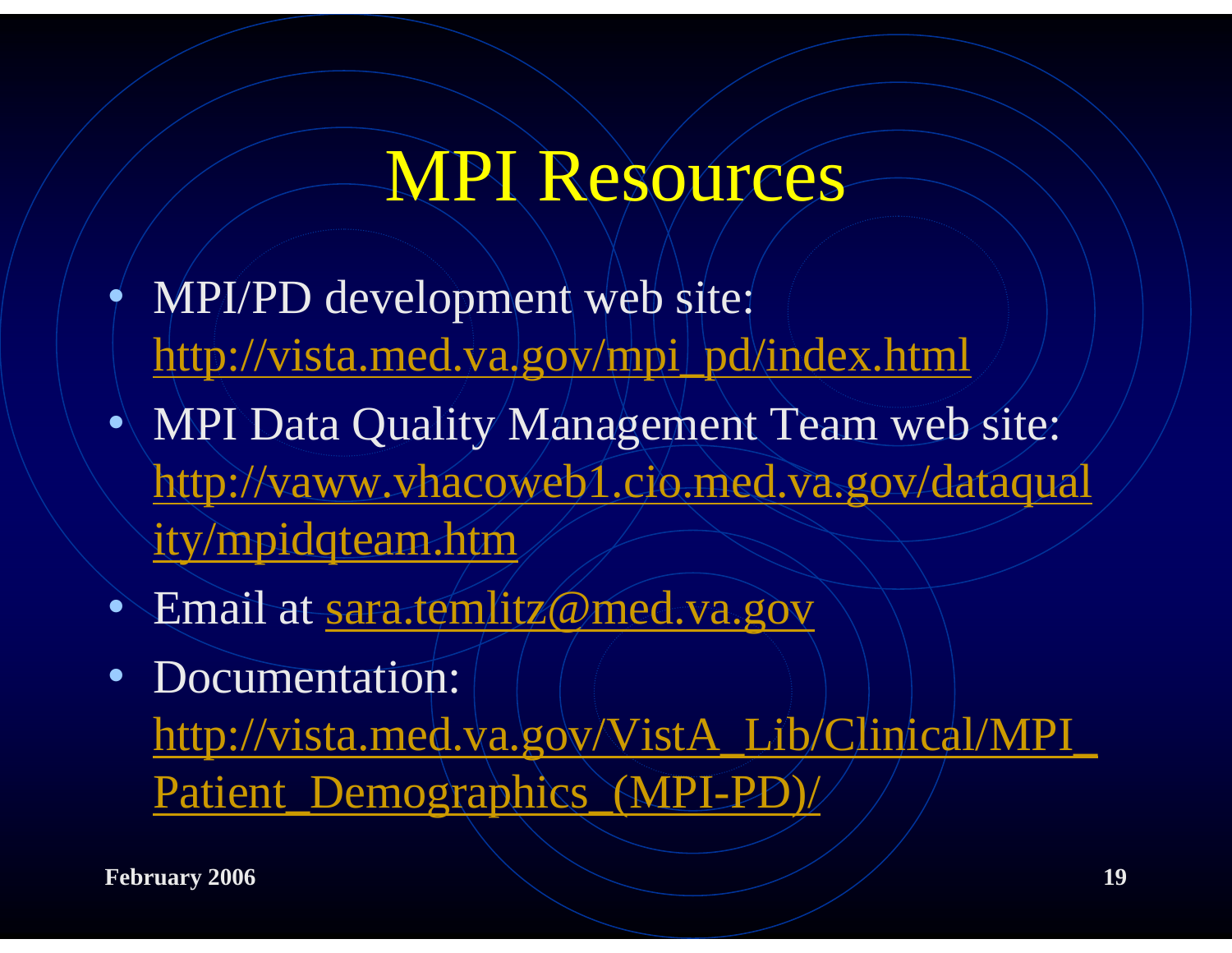# MPI Resources

- MPI/PD development web site: http://vista.med.va.gov/mpi_pd/index.html
- MPI Data Quality Management Team web site: http://vaww.vhacoweb1.cio.med.va.gov/dataquality/mpidqteam.htm
- Email at sara.temlitz@med.va.gov
- Documentation: http://vista.med.va.gov/VistA_Lib/Clinical/MPI_Patient_Demographics_(MPI-PD)/

February 2006